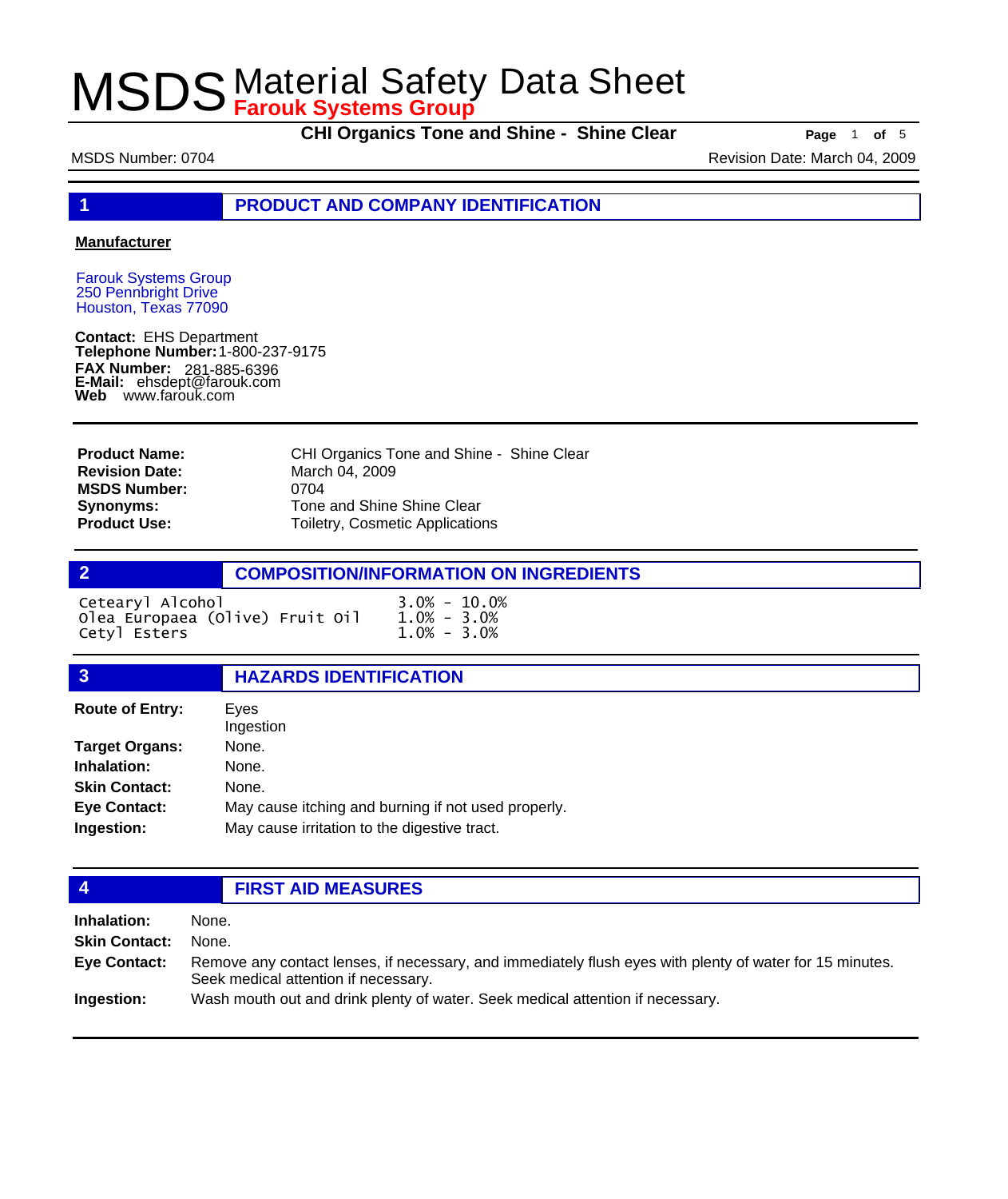# MSDS Material Safety Data Sheet

**Farouk Systems Group**

**CHI Organics Tone and Shine - Shine Clear**

MSDS Number: 0704

Revision Date: March 04, 2009

## 1 PRODUCT AND COMPANY IDENTIFICATION

**Manufacturer**

Farouk Systems Group
250 Pennbright Drive
Houston, Texas 77090

**Contact:** EHS Department
**Telephone Number:** 1-800-237-9175
**FAX Number:** 281-885-6396
**E-Mail:** ehsdept@farouk.com
**Web** www.farouk.com

| | |
|---|---|
| **Product Name:** | CHI Organics Tone and Shine - Shine Clear |
| **Revision Date:** | March 04, 2009 |
| **MSDS Number:** | 0704 |
| **Synonyms:** | Tone and Shine Shine Clear |
| **Product Use:** | Toiletry, Cosmetic Applications |

## 2 COMPOSITION/INFORMATION ON INGREDIENTS

| | |
|---|---|
| Cetearyl Alcohol | 3.0% - 10.0% |
| Olea Europaea (Olive) Fruit Oil | 1.0% - 3.0% |
| Cetyl Esters | 1.0% - 3.0% |

## 3 HAZARDS IDENTIFICATION

| | |
|---|---|
| **Route of Entry:** | Eyes<br>Ingestion |
| **Target Organs:** | None. |
| **Inhalation:** | None. |
| **Skin Contact:** | None. |
| **Eye Contact:** | May cause itching and burning if not used properly. |
| **Ingestion:** | May cause irritation to the digestive tract. |

## 4 FIRST AID MEASURES

| | |
|---|---|
| **Inhalation:** | None. |
| **Skin Contact:** | None. |
| **Eye Contact:** | Remove any contact lenses, if necessary, and immediately flush eyes with plenty of water for 15 minutes. Seek medical attention if necessary. |
| **Ingestion:** | Wash mouth out and drink plenty of water. Seek medical attention if necessary. |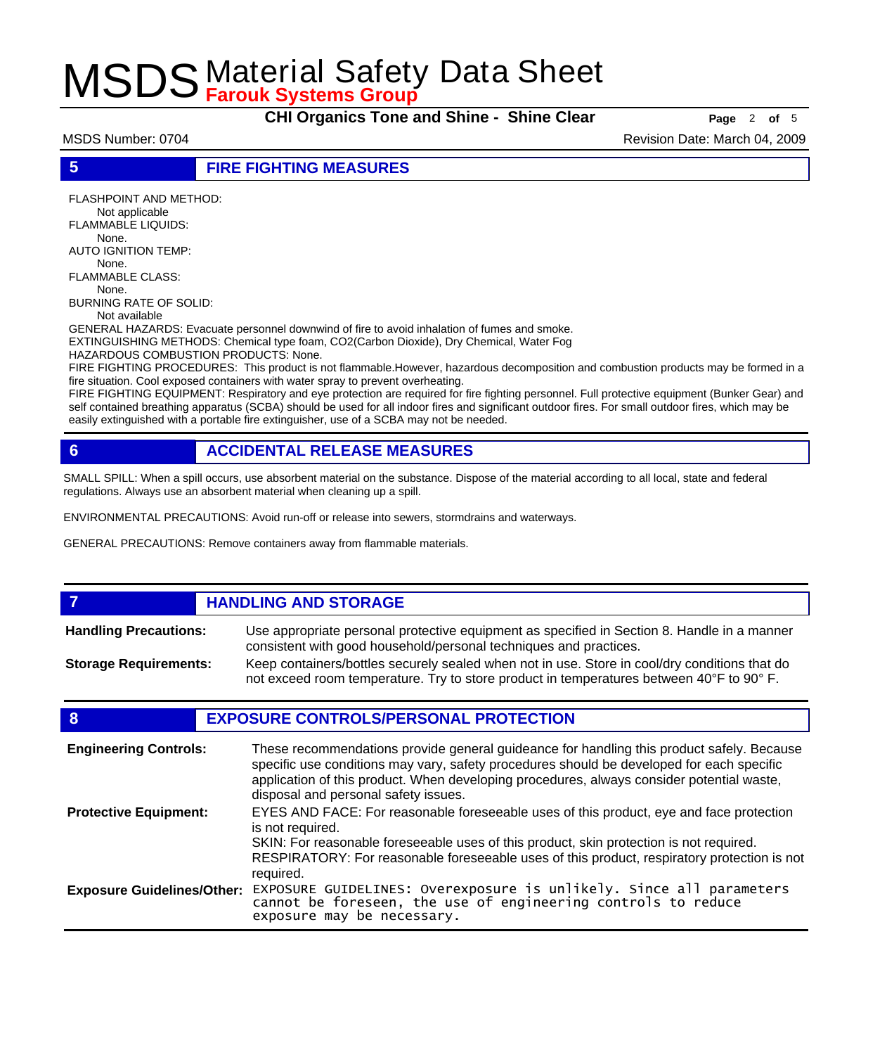## 5 FIRE FIGHTING MEASURES

FLASHPOINT AND METHOD:
Not applicable

FLAMMABLE LIQUIDS:
None.

AUTO IGNITION TEMP:
None.

FLAMMABLE CLASS:
None.

BURNING RATE OF SOLID:
Not available

GENERAL HAZARDS: Evacuate personnel downwind of fire to avoid inhalation of fumes and smoke.

EXTINGUISHING METHODS: Chemical type foam, $CO_2$(Carbon Dioxide), Dry Chemical, Water Fog

HAZARDOUS COMBUSTION PRODUCTS: None.

FIRE FIGHTING PROCEDURES: This product is not flammable.However, hazardous decomposition and combustion products may be formed in a fire situation. Cool exposed containers with water spray to prevent overheating.

FIRE FIGHTING EQUIPMENT: Respiratory and eye protection are required for fire fighting personnel. Full protective equipment (Bunker Gear) and self contained breathing apparatus (SCBA) should be used for all indoor fires and significant outdoor fires. For small outdoor fires, which may be easily extinguished with a portable fire extinguisher, use of a SCBA may not be needed.

## 6 ACCIDENTAL RELEASE MEASURES

SMALL SPILL: When a spill occurs, use absorbent material on the substance. Dispose of the material according to all local, state and federal regulations. Always use an absorbent material when cleaning up a spill.

ENVIRONMENTAL PRECAUTIONS: Avoid run-off or release into sewers, stormdrains and waterways.

GENERAL PRECAUTIONS: Remove containers away from flammable materials.

## 7 HANDLING AND STORAGE

**Handling Precautions:** Use appropriate personal protective equipment as specified in Section 8. Handle in a manner consistent with good household/personal techniques and practices.

**Storage Requirements:** Keep containers/bottles securely sealed when not in use. Store in cool/dry conditions that do not exceed room temperature. Try to store product in temperatures between 40°F to 90° F.

## 8 EXPOSURE CONTROLS/PERSONAL PROTECTION

**Engineering Controls:** These recommendations provide general guideance for handling this product safely. Because specific use conditions may vary, safety procedures should be developed for each specific application of this product. When developing procedures, always consider potential waste, disposal and personal safety issues.

**Protective Equipment:** EYES AND FACE: For reasonable foreseeable uses of this product, eye and face protection is not required.
SKIN: For reasonable foreseeable uses of this product, skin protection is not required.
RESPIRATORY: For reasonable foreseeable uses of this product, respiratory protection is not required.

**Exposure Guidelines/Other:** EXPOSURE GUIDELINES: Overexposure is unlikely. Since all parameters cannot be foreseen, the use of engineering controls to reduce exposure may be necessary.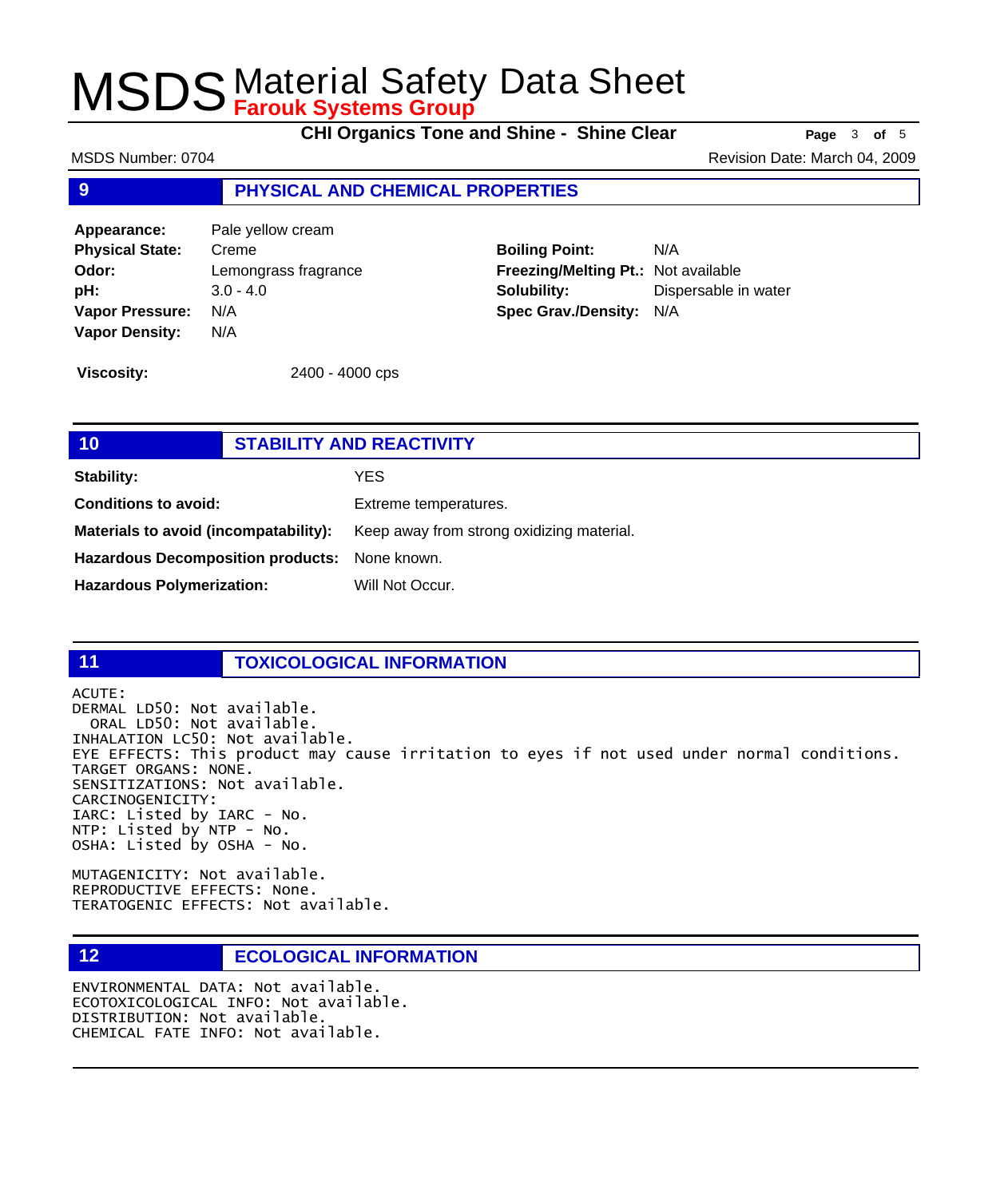## 9 PHYSICAL AND CHEMICAL PROPERTIES

**Appearance:** Pale yellow cream
**Physical State:** Creme
**Odor:** Lemongrass fragrance
**pH:** 3.0 - 4.0
**Vapor Pressure:** N/A
**Vapor Density:** N/A

**Boiling Point:** N/A
**Freezing/Melting Pt.:** Not available
**Solubility:** Dispersable in water
**Spec Grav./Density:** N/A

**Viscosity:** 2400 - 4000 cps

## 10 STABILITY AND REACTIVITY

**Stability:** YES

**Conditions to avoid:** Extreme temperatures.

**Materials to avoid (incompatability):** Keep away from strong oxidizing material.

**Hazardous Decomposition products:** None known.

**Hazardous Polymerization:** Will Not Occur.

## 11 TOXICOLOGICAL INFORMATION

ACUTE:
DERMAL LD50: Not available.
ORAL LD50: Not available.
INHALATION LC50: Not available.
EYE EFFECTS: This product may cause irritation to eyes if not used under normal conditions.
TARGET ORGANS: NONE.
SENSITIZATIONS: Not available.
CARCINOGENICITY:
IARC: Listed by IARC - No.
NTP: Listed by NTP - No.
OSHA: Listed by OSHA - No.

MUTAGENICITY: Not available.
REPRODUCTIVE EFFECTS: None.
TERATOGENIC EFFECTS: Not available.

## 12 ECOLOGICAL INFORMATION

ENVIRONMENTAL DATA: Not available.
ECOTOXICOLOGICAL INFO: Not available.
DISTRIBUTION: Not available.
CHEMICAL FATE INFO: Not available.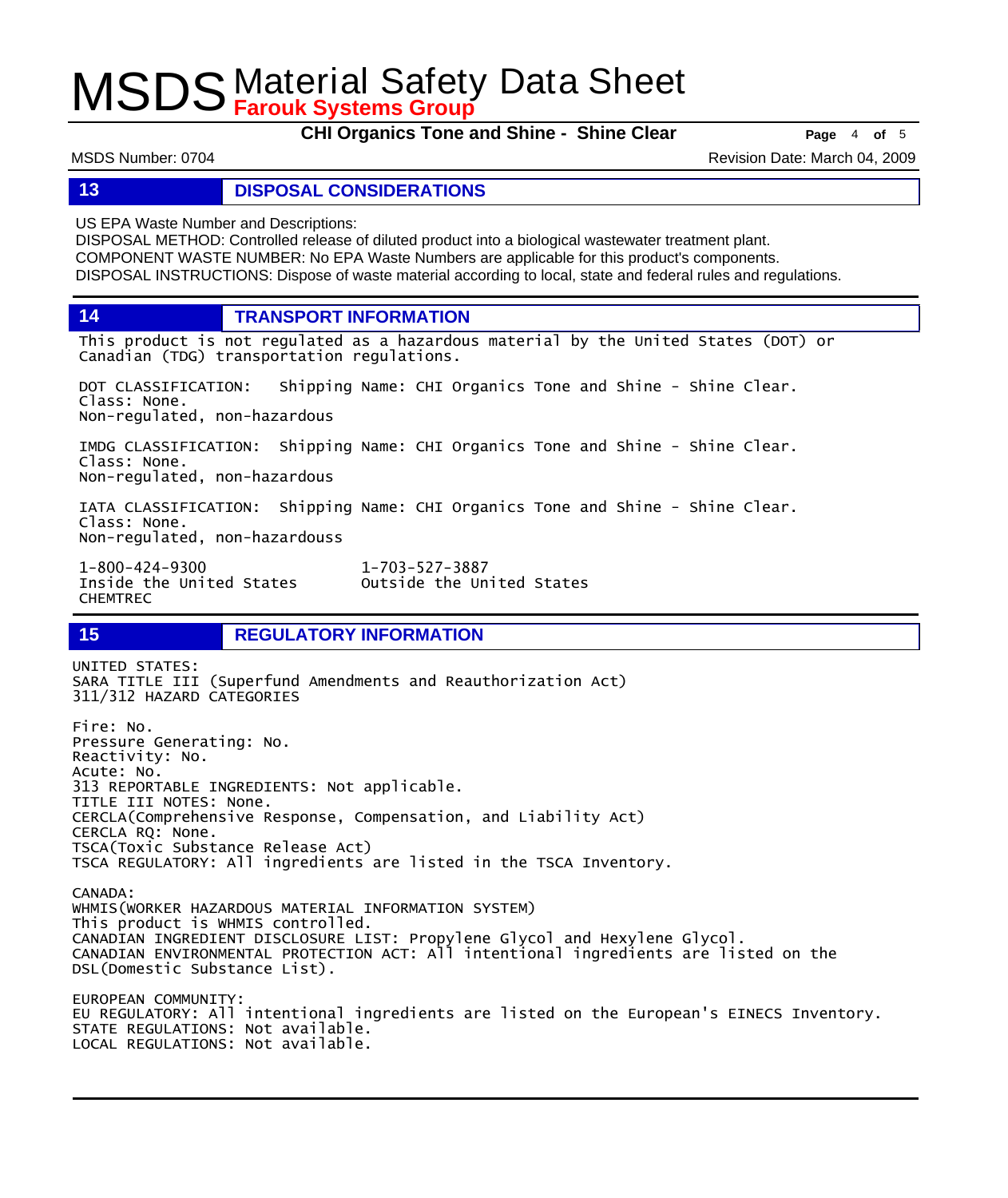## 13 DISPOSAL CONSIDERATIONS

US EPA Waste Number and Descriptions:
DISPOSAL METHOD: Controlled release of diluted product into a biological wastewater treatment plant.
COMPONENT WASTE NUMBER: No EPA Waste Numbers are applicable for this product's components.
DISPOSAL INSTRUCTIONS: Dispose of waste material according to local, state and federal rules and regulations.

## 14 TRANSPORT INFORMATION

This product is not regulated as a hazardous material by the United States (DOT) or Canadian (TDG) transportation regulations.

DOT CLASSIFICATION: Shipping Name: CHI Organics Tone and Shine - Shine Clear.
Class: None.
Non-regulated, non-hazardous

IMDG CLASSIFICATION: Shipping Name: CHI Organics Tone and Shine - Shine Clear.
Class: None.
Non-regulated, non-hazardous

IATA CLASSIFICATION: Shipping Name: CHI Organics Tone and Shine - Shine Clear.
Class: None.
Non-regulated, non-hazardouss

1-800-424-9300
Inside the United States
CHEMTREC

1-703-527-3887
Outside the United States

## 15 REGULATORY INFORMATION

UNITED STATES:
SARA TITLE III (Superfund Amendments and Reauthorization Act)
311/312 HAZARD CATEGORIES

Fire: No.
Pressure Generating: No.
Reactivity: No.
Acute: No.
313 REPORTABLE INGREDIENTS: Not applicable.
TITLE III NOTES: None.
CERCLA(Comprehensive Response, Compensation, and Liability Act)
CERCLA RQ: None.
TSCA(Toxic Substance Release Act)
TSCA REGULATORY: All ingredients are listed in the TSCA Inventory.

CANADA:
WHMIS(WORKER HAZARDOUS MATERIAL INFORMATION SYSTEM)
This product is WHMIS controlled.
CANADIAN INGREDIENT DISCLOSURE LIST: Propylene Glycol and Hexylene Glycol.
CANADIAN ENVIRONMENTAL PROTECTION ACT: All intentional ingredients are listed on the DSL(Domestic Substance List).

EUROPEAN COMMUNITY:
EU REGULATORY: All intentional ingredients are listed on the European's EINECS Inventory.
STATE REGULATIONS: Not available.
LOCAL REGULATIONS: Not available.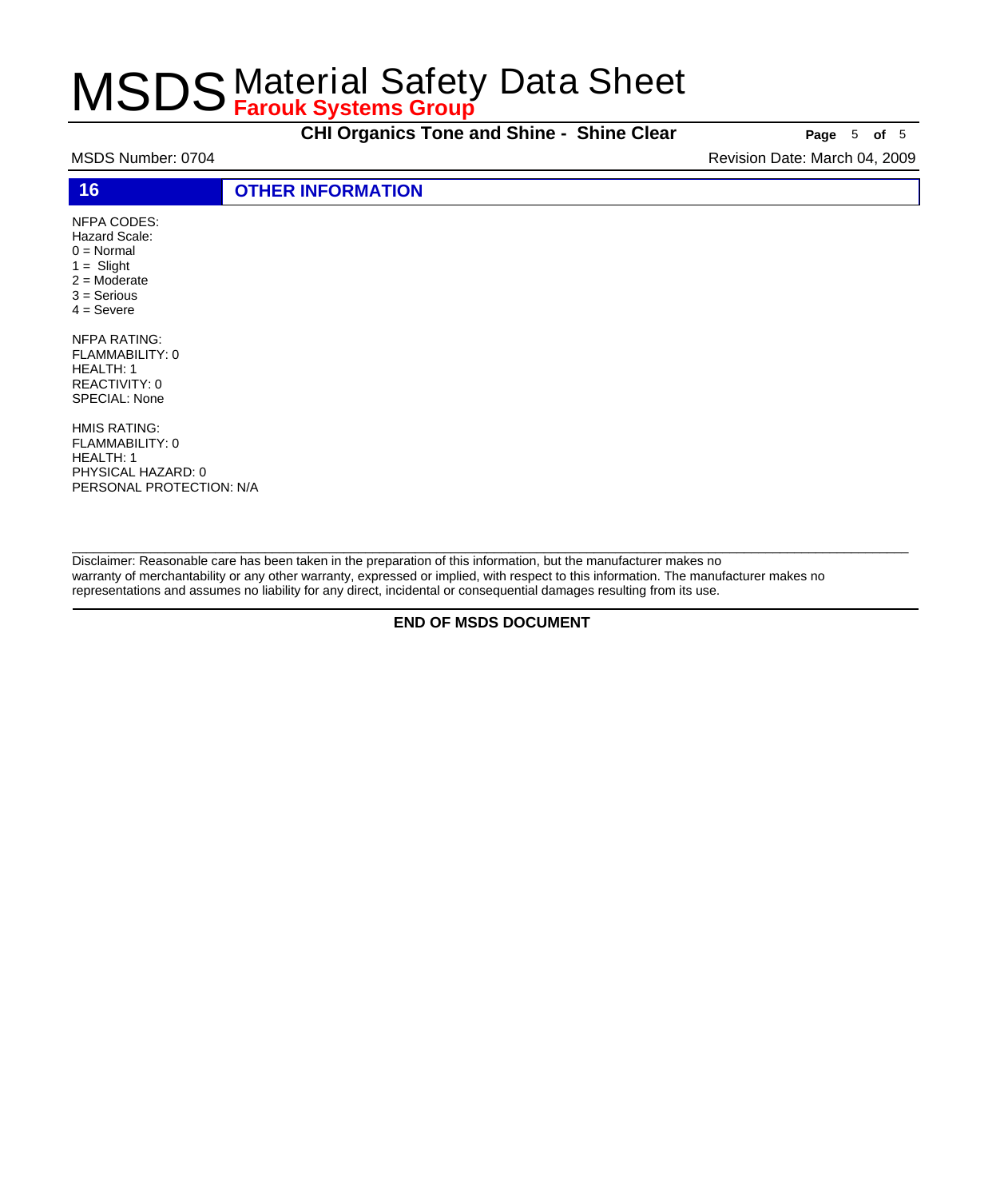## 16 OTHER INFORMATION

NFPA CODES:
Hazard Scale:
0 = Normal
1 = Slight
2 = Moderate
3 = Serious
4 = Severe

NFPA RATING:
FLAMMABILITY: 0
HEALTH: 1
REACTIVITY: 0
SPECIAL: None

HMIS RATING:
FLAMMABILITY: 0
HEALTH: 1
PHYSICAL HAZARD: 0
PERSONAL PROTECTION: N/A

---

Disclaimer: Reasonable care has been taken in the preparation of this information, but the manufacturer makes no warranty of merchantability or any other warranty, expressed or implied, with respect to this information. The manufacturer makes no representations and assumes no liability for any direct, incidental or consequential damages resulting from its use.

---

**END OF MSDS DOCUMENT**